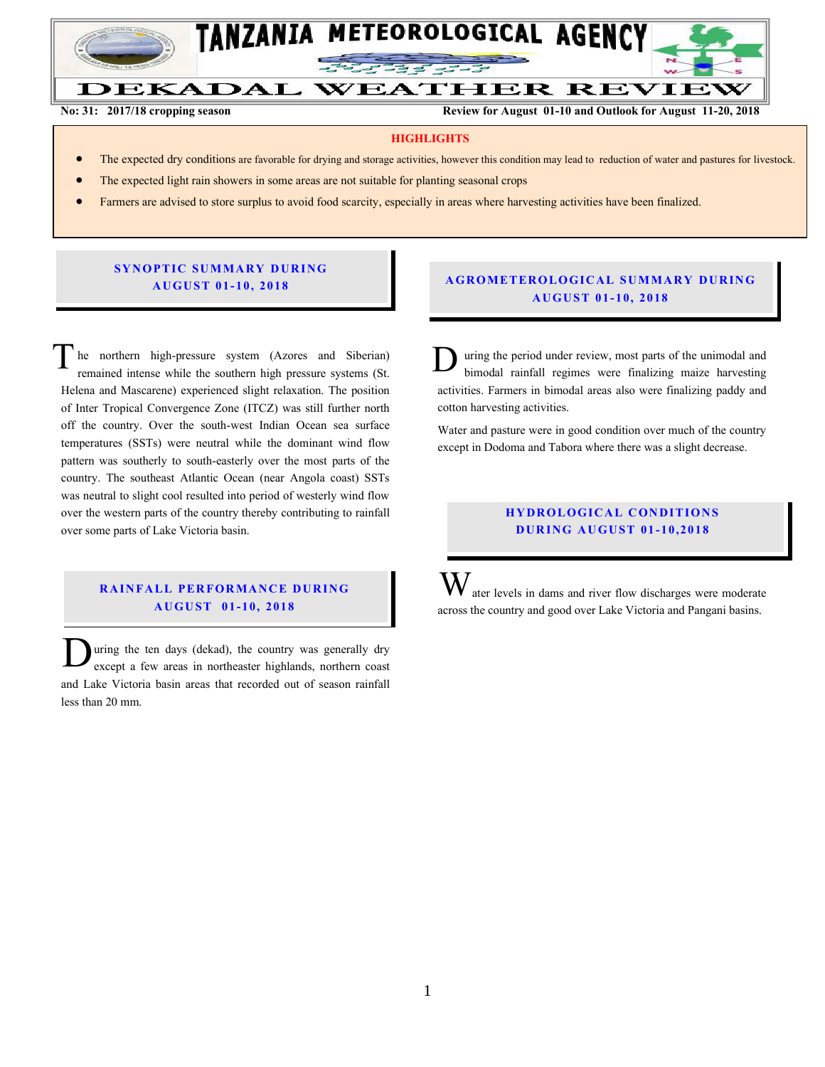# TANZANIA METEOROLOGICAL AGENCY

# DEKADAL WEATHER REVIEW

**No: 31: 2017/18 cropping season** | **Review for August 01-10 and Outlook for August 11-20, 2018**

## HIGHLIGHTS

- The expected dry conditions are favorable for drying and storage activities, however this condition may lead to reduction of water and pastures for livestock.
- The expected light rain showers in some areas are not suitable for planting seasonal crops
- Farmers are advised to store surplus to avoid food scarcity, especially in areas where harvesting activities have been finalized.

## SYNOPTIC SUMMARY DURING AUGUST 01-10, 2018

The northern high-pressure system (Azores and Siberian) remained intense while the southern high pressure systems (St. Helena and Mascarene) experienced slight relaxation. The position of Inter Tropical Convergence Zone (ITCZ) was still further north off the country. Over the south-west Indian Ocean sea surface temperatures (SSTs) were neutral while the dominant wind flow pattern was southerly to south-easterly over the most parts of the country. The southeast Atlantic Ocean (near Angola coast) SSTs was neutral to slight cool resulted into period of westerly wind flow over the western parts of the country thereby contributing to rainfall over some parts of Lake Victoria basin.

## RAINFALL PERFORMANCE DURING AUGUST 01-10, 2018

During the ten days (dekad), the country was generally dry except a few areas in northeaster highlands, northern coast and Lake Victoria basin areas that recorded out of season rainfall less than 20 mm.

## AGROMETEROLOGICAL SUMMARY DURING AUGUST 01-10, 2018

During the period under review, most parts of the unimodal and bimodal rainfall regimes were finalizing maize harvesting activities. Farmers in bimodal areas also were finalizing paddy and cotton harvesting activities.

Water and pasture were in good condition over much of the country except in Dodoma and Tabora where there was a slight decrease.

## HYDROLOGICAL CONDITIONS DURING AUGUST 01-10,2018

Water levels in dams and river flow discharges were moderate across the country and good over Lake Victoria and Pangani basins.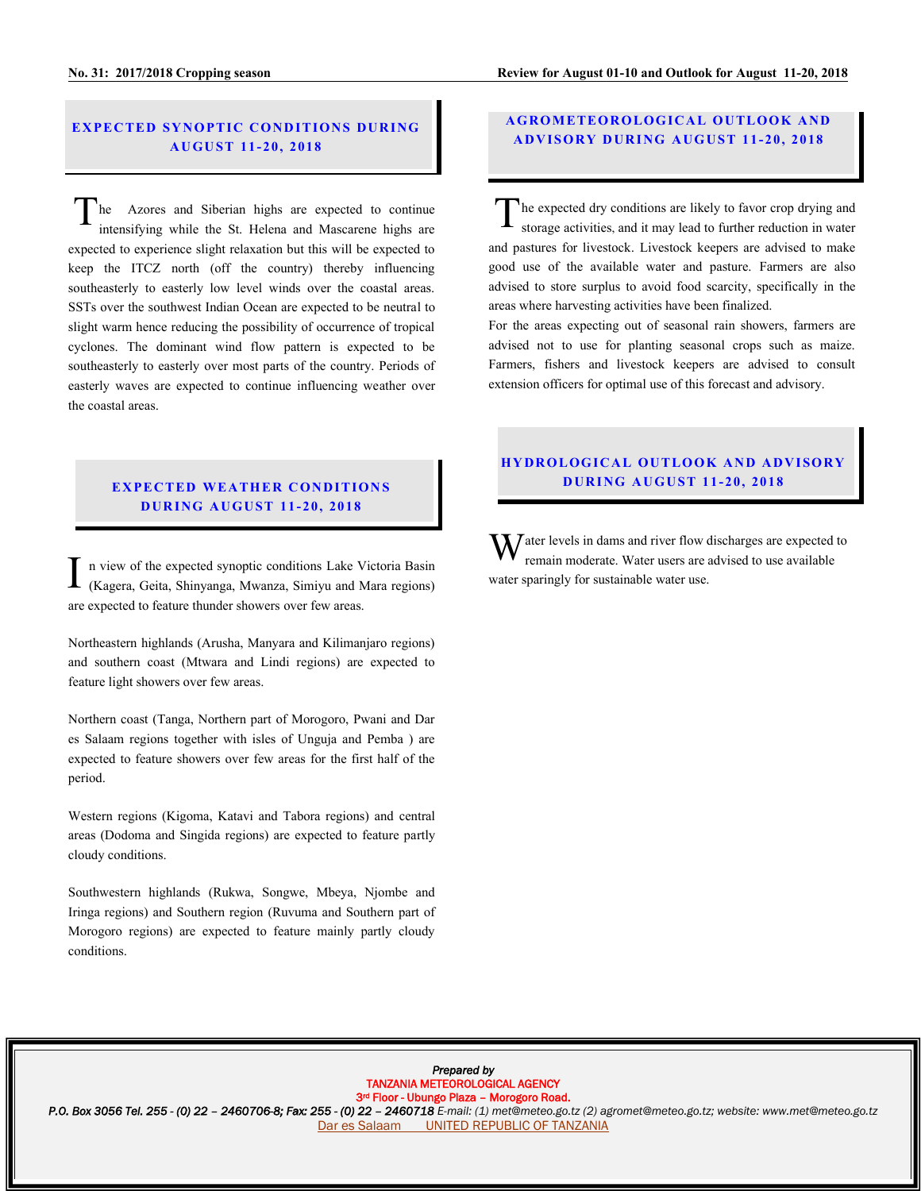## EXPECTED SYNOPTIC CONDITIONS DURING AUGUST 11-20, 2018

The Azores and Siberian highs are expected to continue intensifying while the St. Helena and Mascarene highs are expected to experience slight relaxation but this will be expected to keep the ITCZ north (off the country) thereby influencing southeasterly to easterly low level winds over the coastal areas. SSTs over the southwest Indian Ocean are expected to be neutral to slight warm hence reducing the possibility of occurrence of tropical cyclones. The dominant wind flow pattern is expected to be southeasterly to easterly over most parts of the country. Periods of easterly waves are expected to continue influencing weather over the coastal areas.

## EXPECTED WEATHER CONDITIONS DURING AUGUST 11-20, 2018

In view of the expected synoptic conditions Lake Victoria Basin (Kagera, Geita, Shinyanga, Mwanza, Simiyu and Mara regions) are expected to feature thunder showers over few areas.

Northeastern highlands (Arusha, Manyara and Kilimanjaro regions) and southern coast (Mtwara and Lindi regions) are expected to feature light showers over few areas.

Northern coast (Tanga, Northern part of Morogoro, Pwani and Dar es Salaam regions together with isles of Unguja and Pemba ) are expected to feature showers over few areas for the first half of the period.

Western regions (Kigoma, Katavi and Tabora regions) and central areas (Dodoma and Singida regions) are expected to feature partly cloudy conditions.

Southwestern highlands (Rukwa, Songwe, Mbeya, Njombe and Iringa regions) and Southern region (Ruvuma and Southern part of Morogoro regions) are expected to feature mainly partly cloudy conditions.

## AGROMETEOROLOGICAL OUTLOOK AND ADVISORY DURING AUGUST 11-20, 2018

The expected dry conditions are likely to favor crop drying and storage activities, and it may lead to further reduction in water and pastures for livestock. Livestock keepers are advised to make good use of the available water and pasture. Farmers are also advised to store surplus to avoid food scarcity, specifically in the areas where harvesting activities have been finalized.

For the areas expecting out of seasonal rain showers, farmers are advised not to use for planting seasonal crops such as maize. Farmers, fishers and livestock keepers are advised to consult extension officers for optimal use of this forecast and advisory.

## HYDROLOGICAL OUTLOOK AND ADVISORY DURING AUGUST 11-20, 2018

Water levels in dams and river flow discharges are expected to remain moderate. Water users are advised to use available water sparingly for sustainable water use.

*Prepared by*
TANZANIA METEOROLOGICAL AGENCY
3rd Floor - Ubungo Plaza – Morogoro Road.
*P.O. Box 3056 Tel. 255 - (0) 22 – 2460706-8; Fax: 255 - (0) 22 – 2460718 E-mail: (1) met@meteo.go.tz (2) agromet@meteo.go.tz; website: www.met@meteo.go.tz*
Dar es Salaam UNITED REPUBLIC OF TANZANIA